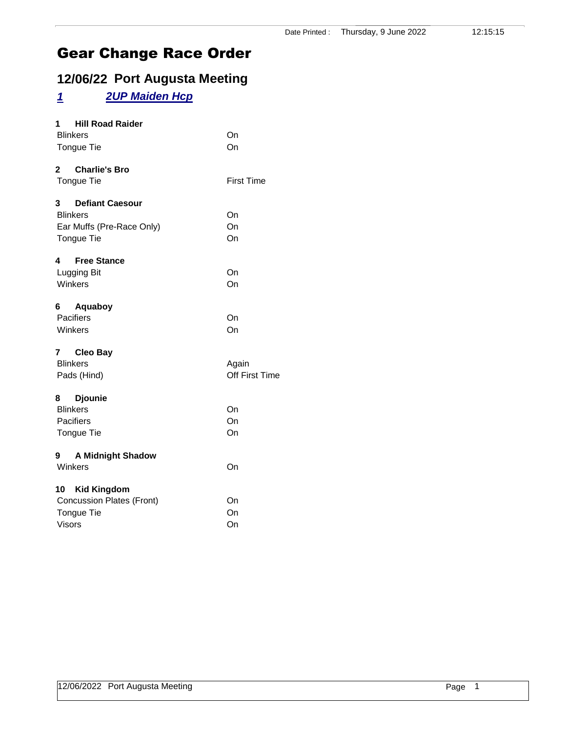Date Printed : Thursday, 9 June 2022 12:15:15

# Gear Change Race Order

## 12/06/22 Port Augusta Meeting

### *1 2UP Maiden Hcp*

**1 Hill Road Raider**

| | |
|---|---|
| Blinkers | On |
| Tongue Tie | On |

**2 Charlie's Bro**

| | |
|---|---|
| Tongue Tie | First Time |

**3 Defiant Caesour**

| | |
|---|---|
| Blinkers | On |
| Ear Muffs (Pre-Race Only) | On |
| Tongue Tie | On |

**4 Free Stance**

| | |
|---|---|
| Lugging Bit | On |
| Winkers | On |

**6 Aquaboy**

| | |
|---|---|
| Pacifiers | On |
| Winkers | On |

**7 Cleo Bay**

| | |
|---|---|
| Blinkers | Again |
| Pads (Hind) | Off First Time |

**8 Djounie**

| | |
|---|---|
| Blinkers | On |
| Pacifiers | On |
| Tongue Tie | On |

**9 A Midnight Shadow**

| | |
|---|---|
| Winkers | On |

**10 Kid Kingdom**

| | |
|---|---|
| Concussion Plates (Front) | On |
| Tongue Tie | On |
| Visors | On |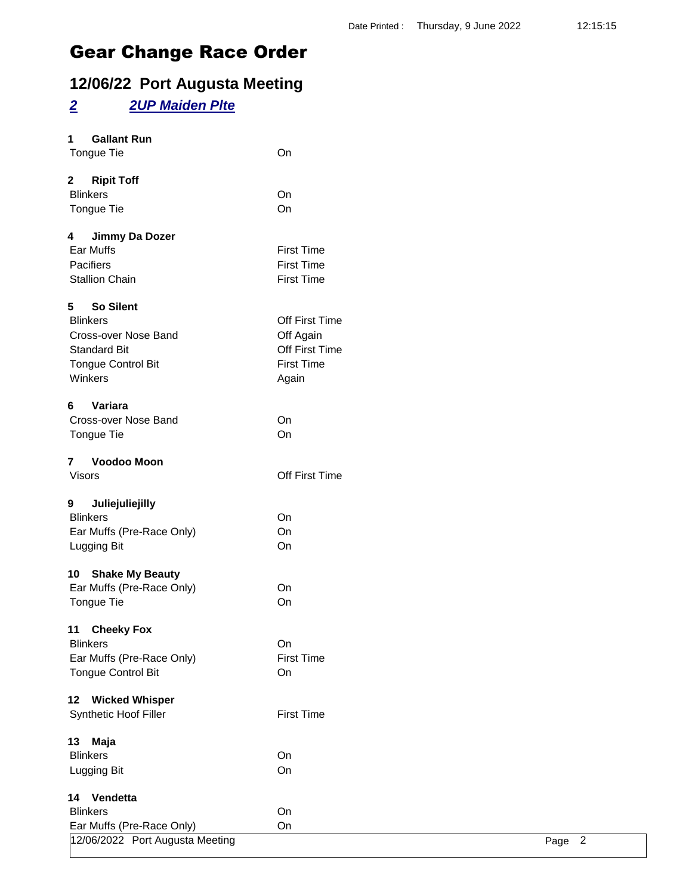Date Printed : Thursday, 9 June 2022 12:15:15

# Gear Change Race Order

## 12/06/22 Port Augusta Meeting

### *2* *2UP Maiden Plte*

**1 Gallant Run**

| | |
|---|---|
| Tongue Tie | On |

**2 Ripit Toff**

| | |
|---|---|
| Blinkers | On |
| Tongue Tie | On |

**4 Jimmy Da Dozer**

| | |
|---|---|
| Ear Muffs | First Time |
| Pacifiers | First Time |
| Stallion Chain | First Time |

**5 So Silent**

| | |
|---|---|
| Blinkers | Off First Time |
| Cross-over Nose Band | Off Again |
| Standard Bit | Off First Time |
| Tongue Control Bit | First Time |
| Winkers | Again |

**6 Variara**

| | |
|---|---|
| Cross-over Nose Band | On |
| Tongue Tie | On |

**7 Voodoo Moon**

| | |
|---|---|
| Visors | Off First Time |

**9 Juliejuliejilly**

| | |
|---|---|
| Blinkers | On |
| Ear Muffs (Pre-Race Only) | On |
| Lugging Bit | On |

**10 Shake My Beauty**

| | |
|---|---|
| Ear Muffs (Pre-Race Only) | On |
| Tongue Tie | On |

**11 Cheeky Fox**

| | |
|---|---|
| Blinkers | On |
| Ear Muffs (Pre-Race Only) | First Time |
| Tongue Control Bit | On |

**12 Wicked Whisper**

| | |
|---|---|
| Synthetic Hoof Filler | First Time |

**13 Maja**

| | |
|---|---|
| Blinkers | On |
| Lugging Bit | On |

**14 Vendetta**

| | |
|---|---|
| Blinkers | On |
| Ear Muffs (Pre-Race Only) | On |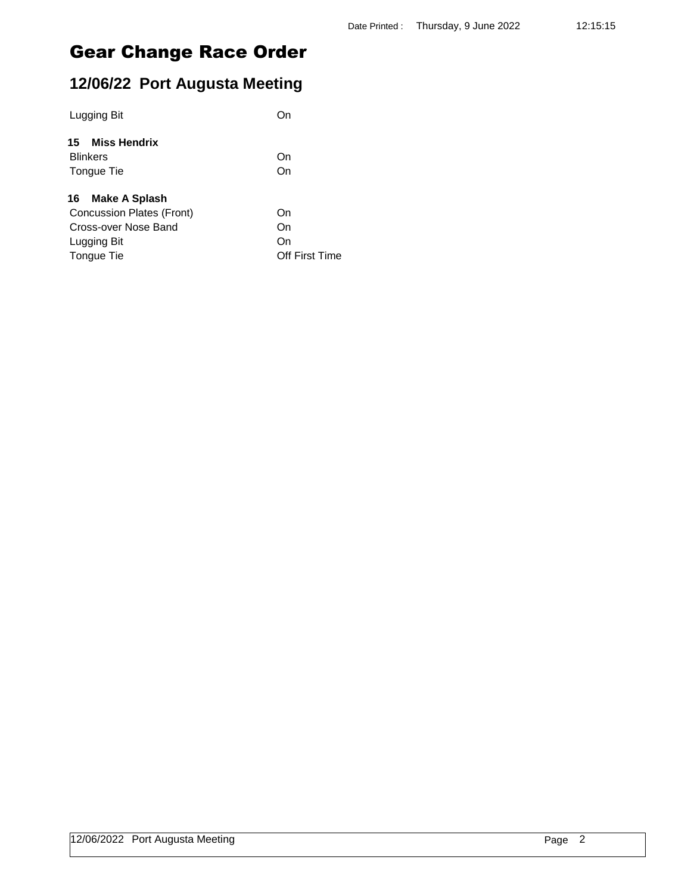# Gear Change Race Order

## 12/06/22 Port Augusta Meeting

| | |
|---|---|
| Lugging Bit | On |

**15 Miss Hendrix**

| | |
|---|---|
| Blinkers | On |
| Tongue Tie | On |

**16 Make A Splash**

| | |
|---|---|
| Concussion Plates (Front) | On |
| Cross-over Nose Band | On |
| Lugging Bit | On |
| Tongue Tie | Off First Time |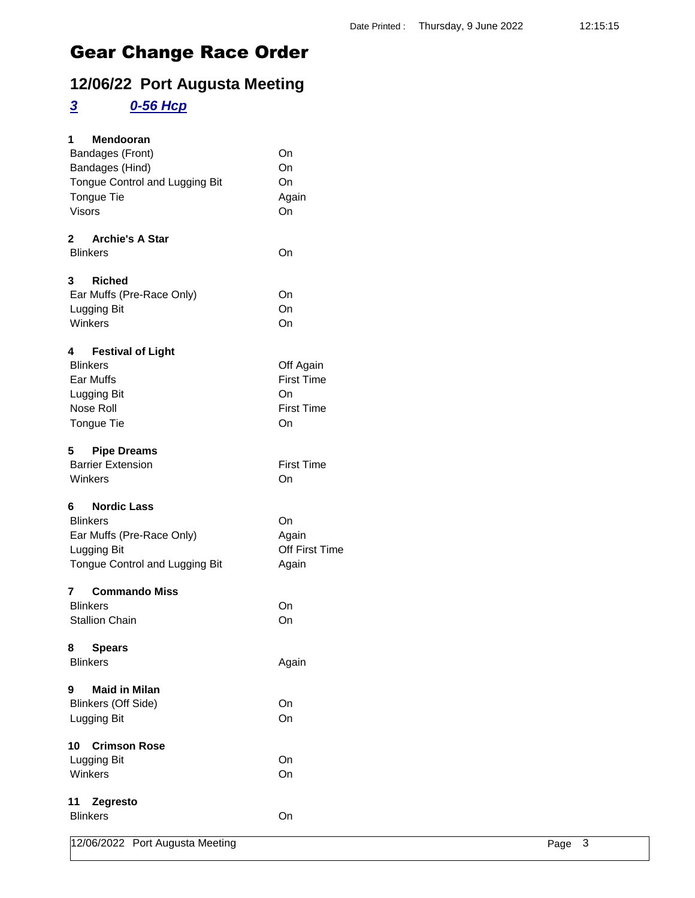Date Printed : Thursday, 9 June 2022 12:15:15

# Gear Change Race Order

## 12/06/22 Port Augusta Meeting

### 3 0-56 Hcp

**1 Mendooran**

| | |
|---|---|
| Bandages (Front) | On |
| Bandages (Hind) | On |
| Tongue Control and Lugging Bit | On |
| Tongue Tie | Again |
| Visors | On |

**2 Archie's A Star**

| | |
|---|---|
| Blinkers | On |

**3 Riched**

| | |
|---|---|
| Ear Muffs (Pre-Race Only) | On |
| Lugging Bit | On |
| Winkers | On |

**4 Festival of Light**

| | |
|---|---|
| Blinkers | Off Again |
| Ear Muffs | First Time |
| Lugging Bit | On |
| Nose Roll | First Time |
| Tongue Tie | On |

**5 Pipe Dreams**

| | |
|---|---|
| Barrier Extension | First Time |
| Winkers | On |

**6 Nordic Lass**

| | |
|---|---|
| Blinkers | On |
| Ear Muffs (Pre-Race Only) | Again |
| Lugging Bit | Off First Time |
| Tongue Control and Lugging Bit | Again |

**7 Commando Miss**

| | |
|---|---|
| Blinkers | On |
| Stallion Chain | On |

**8 Spears**

| | |
|---|---|
| Blinkers | Again |

**9 Maid in Milan**

| | |
|---|---|
| Blinkers (Off Side) | On |
| Lugging Bit | On |

**10 Crimson Rose**

| | |
|---|---|
| Lugging Bit | On |
| Winkers | On |

**11 Zegresto**

| | |
|---|---|
| Blinkers | On |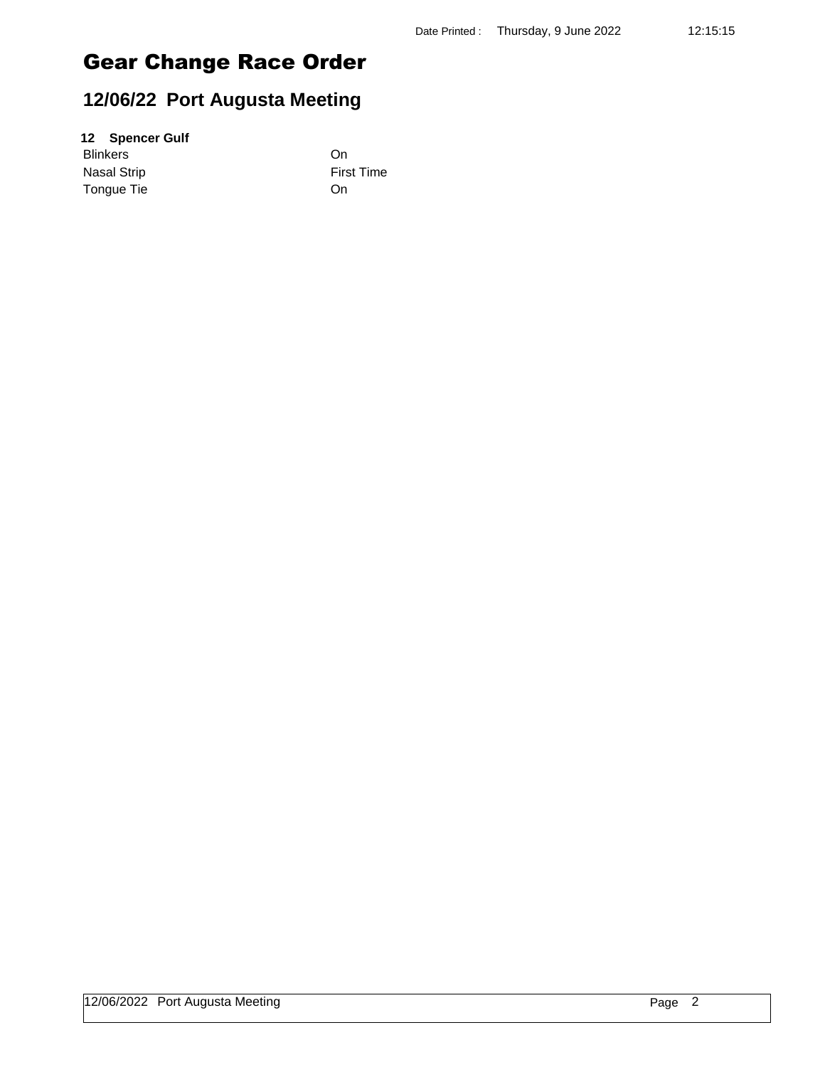# Gear Change Race Order

## 12/06/22 Port Augusta Meeting

**12 Spencer Gulf**

| | |
|---|---|
| Blinkers | On |
| Nasal Strip | First Time |
| Tongue Tie | On |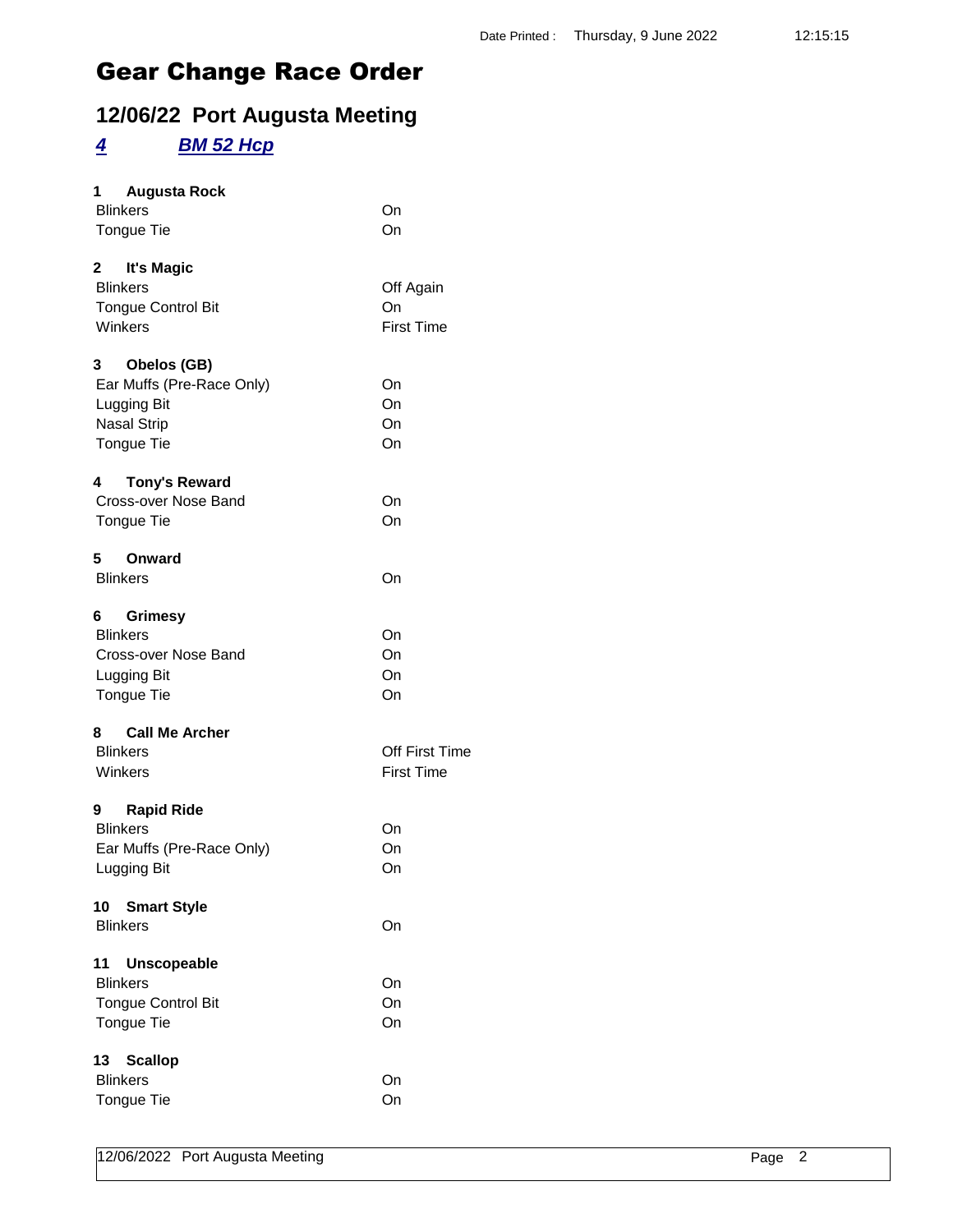Date Printed : Thursday, 9 June 2022 12:15:15

# Gear Change Race Order

## 12/06/22 Port Augusta Meeting

### *4* *BM 52 Hcp*

**1 Augusta Rock**

| | |
|---|---|
| Blinkers | On |
| Tongue Tie | On |

**2 It's Magic**

| | |
|---|---|
| Blinkers | Off Again |
| Tongue Control Bit | On |
| Winkers | First Time |

**3 Obelos (GB)**

| | |
|---|---|
| Ear Muffs (Pre-Race Only) | On |
| Lugging Bit | On |
| Nasal Strip | On |
| Tongue Tie | On |

**4 Tony's Reward**

| | |
|---|---|
| Cross-over Nose Band | On |
| Tongue Tie | On |

**5 Onward**

| | |
|---|---|
| Blinkers | On |

**6 Grimesy**

| | |
|---|---|
| Blinkers | On |
| Cross-over Nose Band | On |
| Lugging Bit | On |
| Tongue Tie | On |

**8 Call Me Archer**

| | |
|---|---|
| Blinkers | Off First Time |
| Winkers | First Time |

**9 Rapid Ride**

| | |
|---|---|
| Blinkers | On |
| Ear Muffs (Pre-Race Only) | On |
| Lugging Bit | On |

**10 Smart Style**

| | |
|---|---|
| Blinkers | On |

**11 Unscopeable**

| | |
|---|---|
| Blinkers | On |
| Tongue Control Bit | On |
| Tongue Tie | On |

**13 Scallop**

| | |
|---|---|
| Blinkers | On |
| Tongue Tie | On |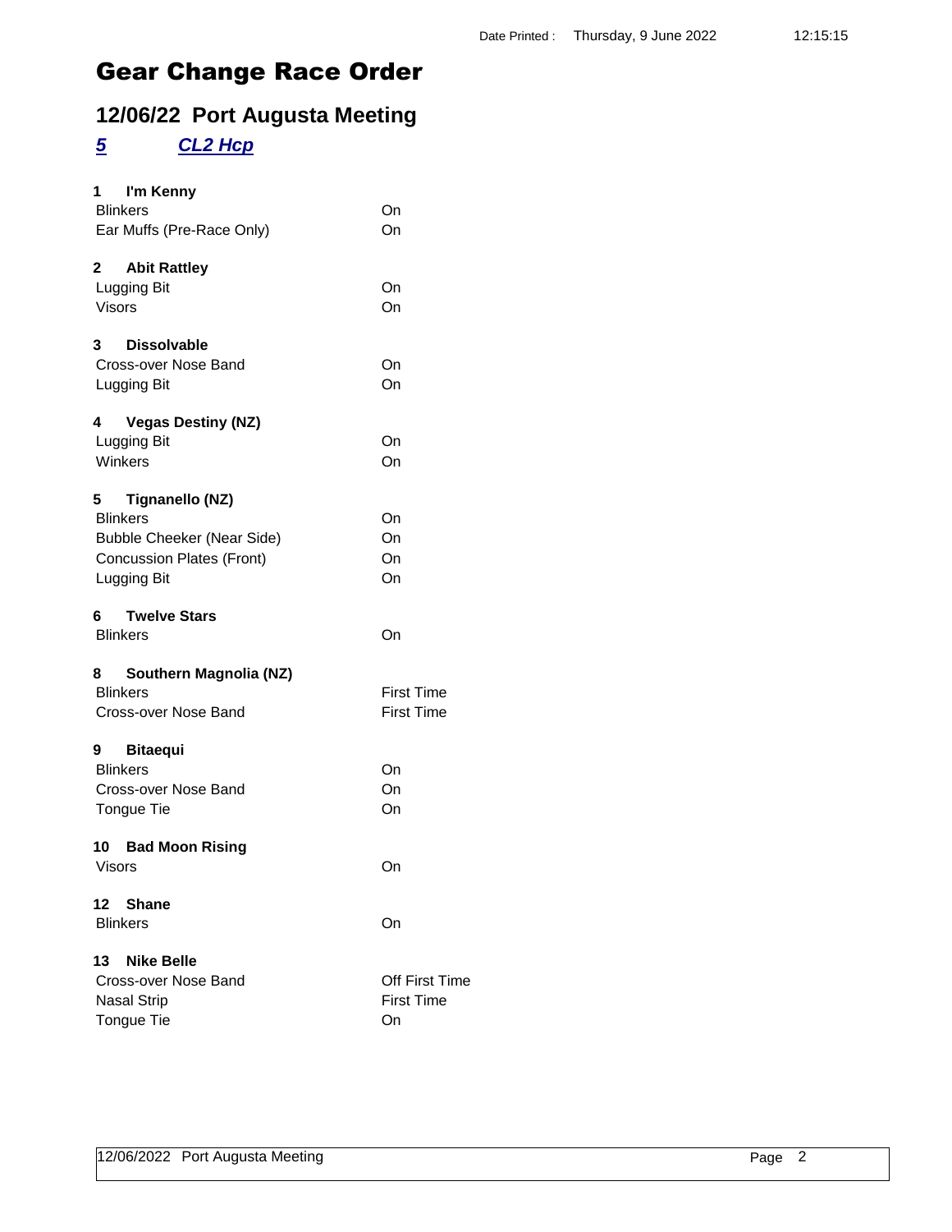Date Printed : Thursday, 9 June 2022 12:15:15

# Gear Change Race Order

## 12/06/22 Port Augusta Meeting

### *5 CL2 Hcp*

**1 I'm Kenny**

| | |
|---|---|
| Blinkers | On |
| Ear Muffs (Pre-Race Only) | On |

**2 Abit Rattley**

| | |
|---|---|
| Lugging Bit | On |
| Visors | On |

**3 Dissolvable**

| | |
|---|---|
| Cross-over Nose Band | On |
| Lugging Bit | On |

**4 Vegas Destiny (NZ)**

| | |
|---|---|
| Lugging Bit | On |
| Winkers | On |

**5 Tignanello (NZ)**

| | |
|---|---|
| Blinkers | On |
| Bubble Cheeker (Near Side) | On |
| Concussion Plates (Front) | On |
| Lugging Bit | On |

**6 Twelve Stars**

| | |
|---|---|
| Blinkers | On |

**8 Southern Magnolia (NZ)**

| | |
|---|---|
| Blinkers | First Time |
| Cross-over Nose Band | First Time |

**9 Bitaequi**

| | |
|---|---|
| Blinkers | On |
| Cross-over Nose Band | On |
| Tongue Tie | On |

**10 Bad Moon Rising**

| | |
|---|---|
| Visors | On |

**12 Shane**

| | |
|---|---|
| Blinkers | On |

**13 Nike Belle**

| | |
|---|---|
| Cross-over Nose Band | Off First Time |
| Nasal Strip | First Time |
| Tongue Tie | On |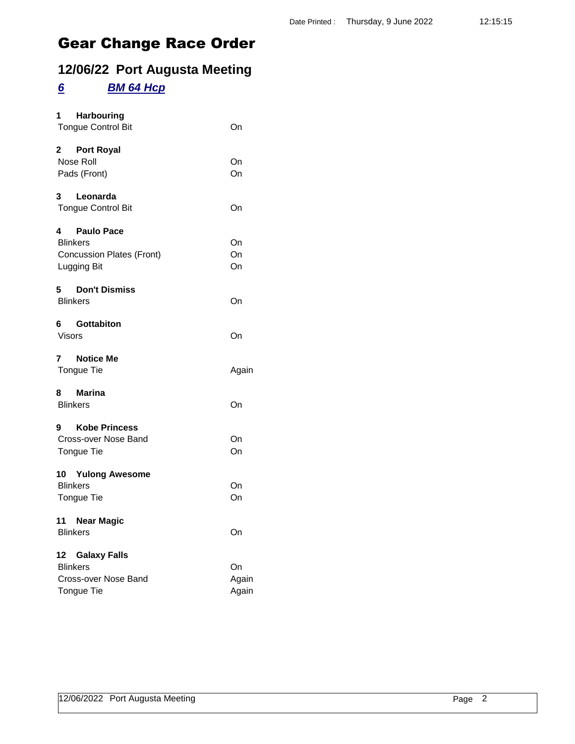Date Printed : Thursday, 9 June 2022 12:15:15

# Gear Change Race Order

## 12/06/22 Port Augusta Meeting

### *6* *BM 64 Hcp*

**1 Harbouring**

| | |
|---|---|
| Tongue Control Bit | On |

**2 Port Royal**

| | |
|---|---|
| Nose Roll | On |
| Pads (Front) | On |

**3 Leonarda**

| | |
|---|---|
| Tongue Control Bit | On |

**4 Paulo Pace**

| | |
|---|---|
| Blinkers | On |
| Concussion Plates (Front) | On |
| Lugging Bit | On |

**5 Don't Dismiss**

| | |
|---|---|
| Blinkers | On |

**6 Gottabiton**

| | |
|---|---|
| Visors | On |

**7 Notice Me**

| | |
|---|---|
| Tongue Tie | Again |

**8 Marina**

| | |
|---|---|
| Blinkers | On |

**9 Kobe Princess**

| | |
|---|---|
| Cross-over Nose Band | On |
| Tongue Tie | On |

**10 Yulong Awesome**

| | |
|---|---|
| Blinkers | On |
| Tongue Tie | On |

**11 Near Magic**

| | |
|---|---|
| Blinkers | On |

**12 Galaxy Falls**

| | |
|---|---|
| Blinkers | On |
| Cross-over Nose Band | Again |
| Tongue Tie | Again |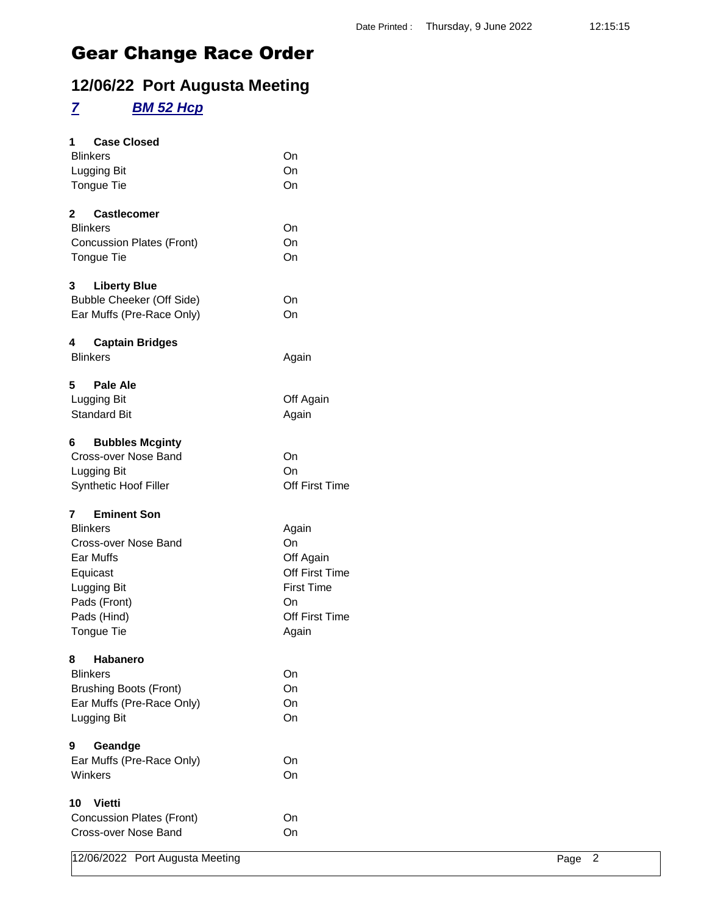Date Printed : Thursday, 9 June 2022 12:15:15

# Gear Change Race Order

## 12/06/22 Port Augusta Meeting

### *7* *BM 52 Hcp*

**1 Case Closed**

| | |
|---|---|
| Blinkers | On |
| Lugging Bit | On |
| Tongue Tie | On |

**2 Castlecomer**

| | |
|---|---|
| Blinkers | On |
| Concussion Plates (Front) | On |
| Tongue Tie | On |

**3 Liberty Blue**

| | |
|---|---|
| Bubble Cheeker (Off Side) | On |
| Ear Muffs (Pre-Race Only) | On |

**4 Captain Bridges**

| | |
|---|---|
| Blinkers | Again |

**5 Pale Ale**

| | |
|---|---|
| Lugging Bit | Off Again |
| Standard Bit | Again |

**6 Bubbles Mcginty**

| | |
|---|---|
| Cross-over Nose Band | On |
| Lugging Bit | On |
| Synthetic Hoof Filler | Off First Time |

**7 Eminent Son**

| | |
|---|---|
| Blinkers | Again |
| Cross-over Nose Band | On |
| Ear Muffs | Off Again |
| Equicast | Off First Time |
| Lugging Bit | First Time |
| Pads (Front) | On |
| Pads (Hind) | Off First Time |
| Tongue Tie | Again |

**8 Habanero**

| | |
|---|---|
| Blinkers | On |
| Brushing Boots (Front) | On |
| Ear Muffs (Pre-Race Only) | On |
| Lugging Bit | On |

**9 Geandge**

| | |
|---|---|
| Ear Muffs (Pre-Race Only) | On |
| Winkers | On |

**10 Vietti**

| | |
|---|---|
| Concussion Plates (Front) | On |
| Cross-over Nose Band | On |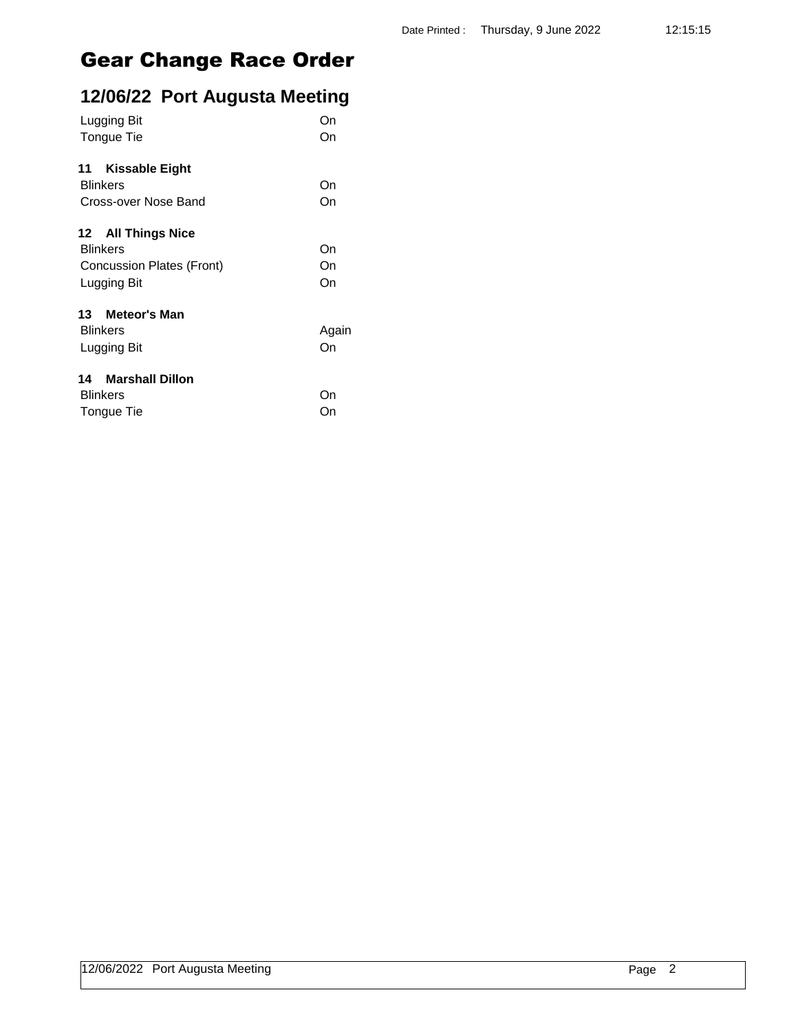# Gear Change Race Order

## 12/06/22 Port Augusta Meeting

| | |
|---|---|
| Lugging Bit | On |
| Tongue Tie | On |

**11 Kissable Eight**

| | |
|---|---|
| Blinkers | On |
| Cross-over Nose Band | On |

**12 All Things Nice**

| | |
|---|---|
| Blinkers | On |
| Concussion Plates (Front) | On |
| Lugging Bit | On |

**13 Meteor's Man**

| | |
|---|---|
| Blinkers | Again |
| Lugging Bit | On |

**14 Marshall Dillon**

| | |
|---|---|
| Blinkers | On |
| Tongue Tie | On |